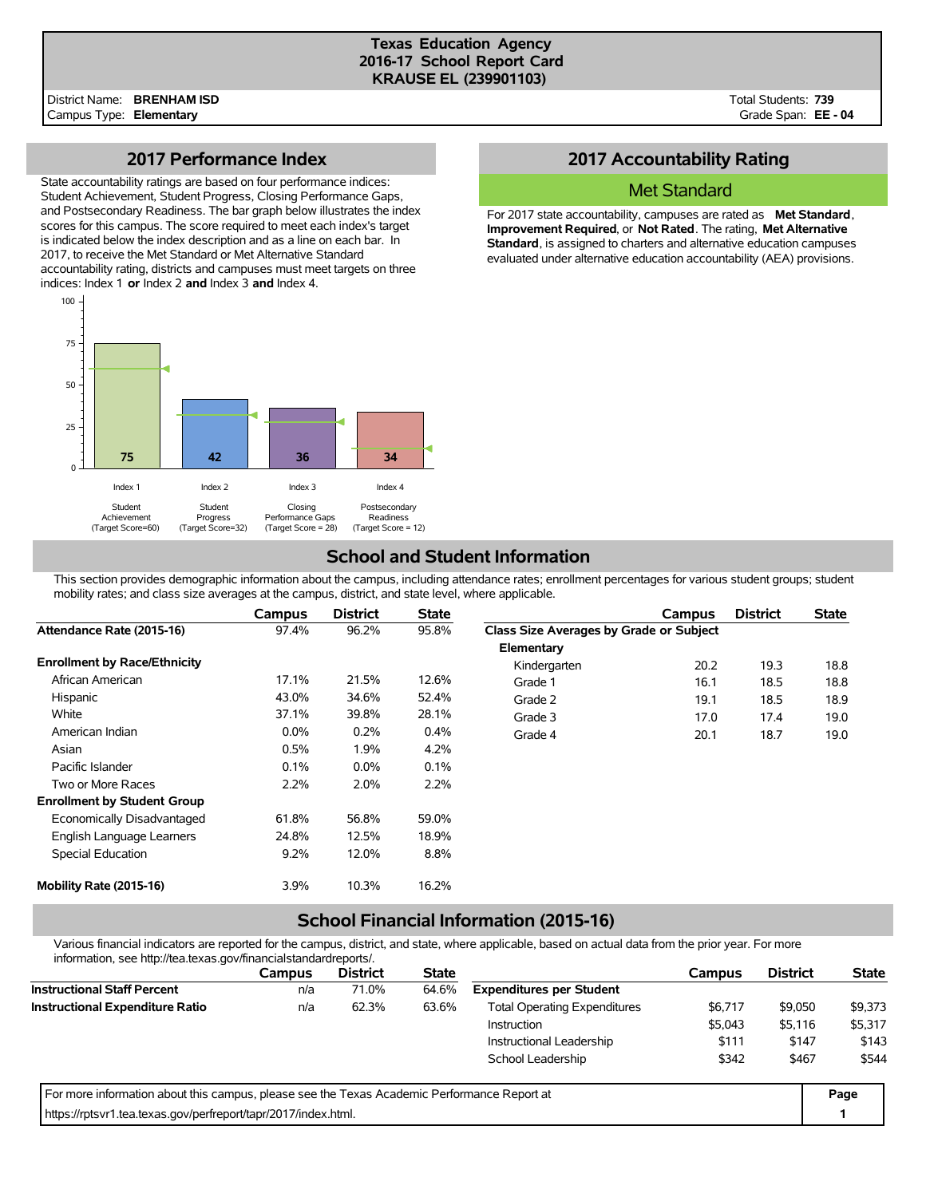# Texas Education Agency
## 2016-17 School Report Card
## KRAUSE EL (239901103)

District Name: **BRENHAM ISD**
Campus Type: **Elementary**

Total Students: **739**
Grade Span: **EE - 04**

## 2017 Performance Index

State accountability ratings are based on four performance indices: Student Achievement, Student Progress, Closing Performance Gaps, and Postsecondary Readiness. The bar graph below illustrates the index scores for this campus. The score required to meet each index's target is indicated below the index description and as a line on each bar. In 2017, to receive the Met Standard or Met Alternative Standard accountability rating, districts and campuses must meet targets on three indices: Index 1 **or** Index 2 **and** Index 3 **and** Index 4.

| Index | Description | Target Score | Score |
|---|---|---|---|
| Index 1 | Student Achievement | 60 | 75 |
| Index 2 | Student Progress | 32 | 42 |
| Index 3 | Closing Performance Gaps | 28 | 36 |
| Index 4 | Postsecondary Readiness | 12 | 34 |

## 2017 Accountability Rating

**Met Standard**

For 2017 state accountability, campuses are rated as **Met Standard**, **Improvement Required**, or **Not Rated**. The rating, **Met Alternative Standard**, is assigned to charters and alternative education campuses evaluated under alternative education accountability (AEA) provisions.

## School and Student Information

This section provides demographic information about the campus, including attendance rates; enrollment percentages for various student groups; student mobility rates; and class size averages at the campus, district, and state level, where applicable.

| | Campus | District | State |
|---|---|---|---|
| **Attendance Rate (2015-16)** | 97.4% | 96.2% | 95.8% |
| **Enrollment by Race/Ethnicity** | | | |
| African American | 17.1% | 21.5% | 12.6% |
| Hispanic | 43.0% | 34.6% | 52.4% |
| White | 37.1% | 39.8% | 28.1% |
| American Indian | 0.0% | 0.2% | 0.4% |
| Asian | 0.5% | 1.9% | 4.2% |
| Pacific Islander | 0.1% | 0.0% | 0.1% |
| Two or More Races | 2.2% | 2.0% | 2.2% |
| **Enrollment by Student Group** | | | |
| Economically Disadvantaged | 61.8% | 56.8% | 59.0% |
| English Language Learners | 24.8% | 12.5% | 18.9% |
| Special Education | 9.2% | 12.0% | 8.8% |
| **Mobility Rate (2015-16)** | 3.9% | 10.3% | 16.2% |

| | Campus | District | State |
|---|---|---|---|
| **Class Size Averages by Grade or Subject** | | | |
| **Elementary** | | | |
| Kindergarten | 20.2 | 19.3 | 18.8 |
| Grade 1 | 16.1 | 18.5 | 18.8 |
| Grade 2 | 19.1 | 18.5 | 18.9 |
| Grade 3 | 17.0 | 17.4 | 19.0 |
| Grade 4 | 20.1 | 18.7 | 19.0 |

## School Financial Information (2015-16)

Various financial indicators are reported for the campus, district, and state, where applicable, based on actual data from the prior year. For more information, see http://tea.texas.gov/financialstandardreports/.

| | Campus | District | State |
|---|---|---|---|
| **Instructional Staff Percent** | n/a | 71.0% | 64.6% |
| **Instructional Expenditure Ratio** | n/a | 62.3% | 63.6% |

| | Campus | District | State |
|---|---|---|---|
| **Expenditures per Student** | | | |
| Total Operating Expenditures | $6,717 | $9,050 | $9,373 |
| Instruction | $5,043 | $5,116 | $5,317 |
| Instructional Leadership | $111 | $147 | $143 |
| School Leadership | $342 | $467 | $544 |

For more information about this campus, please see the Texas Academic Performance Report at https://rptsvr1.tea.texas.gov/perfreport/tapr/2017/index.html.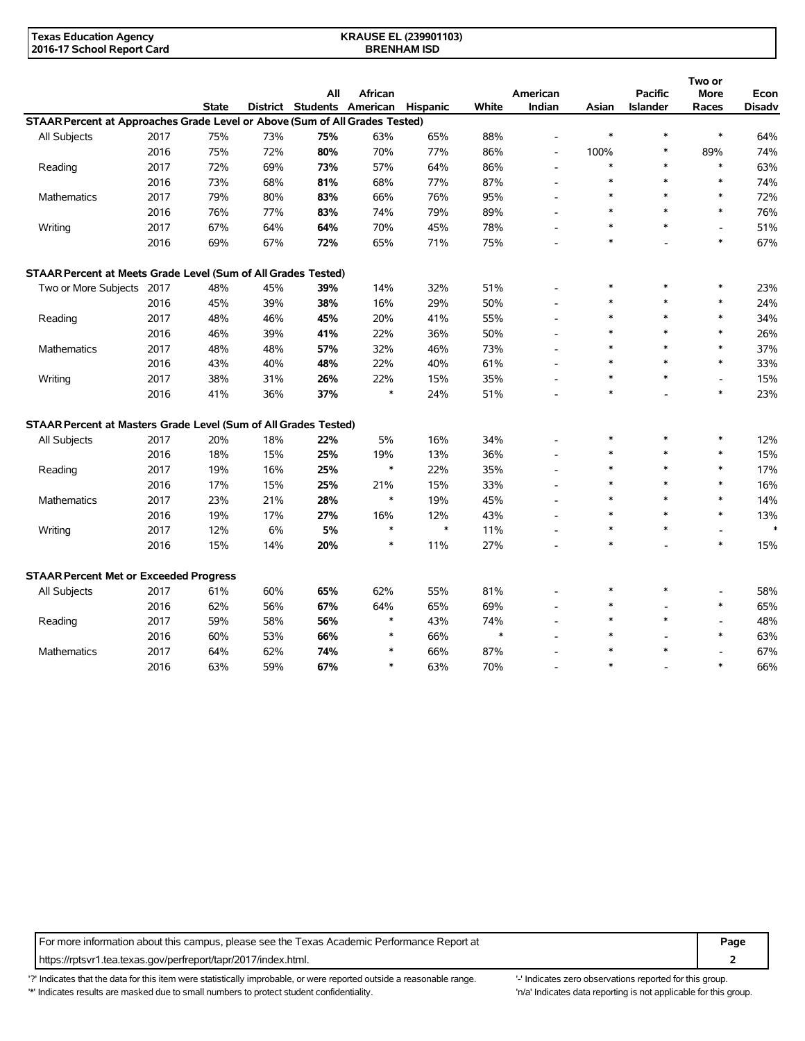| Texas Education Agency | KRAUSE EL (239901103) |
|---|---|
| 2016-17 School Report Card | BRENHAM ISD |

| | | State | District | All Students | African American | Hispanic | White | American Indian | Asian | Pacific Islander | Two or More Races | Econ Disadv |
|---|---|---|---|---|---|---|---|---|---|---|---|---|
| **STAAR Percent at Approaches Grade Level or Above (Sum of All Grades Tested)** | | | | | | | | | | | | |
| All Subjects | 2017 | 75% | 73% | **75%** | 63% | 65% | 88% | - | * | * | * | 64% |
| | 2016 | 75% | 72% | **80%** | 70% | 77% | 86% | - | 100% | * | 89% | 74% |
| Reading | 2017 | 72% | 69% | **73%** | 57% | 64% | 86% | - | * | * | * | 63% |
| | 2016 | 73% | 68% | **81%** | 68% | 77% | 87% | - | * | * | * | 74% |
| Mathematics | 2017 | 79% | 80% | **83%** | 66% | 76% | 95% | - | * | * | * | 72% |
| | 2016 | 76% | 77% | **83%** | 74% | 79% | 89% | - | * | * | * | 76% |
| Writing | 2017 | 67% | 64% | **64%** | 70% | 45% | 78% | - | * | * | - | 51% |
| | 2016 | 69% | 67% | **72%** | 65% | 71% | 75% | - | * | - | * | 67% |
| **STAAR Percent at Meets Grade Level (Sum of All Grades Tested)** | | | | | | | | | | | | |
| Two or More Subjects | 2017 | 48% | 45% | **39%** | 14% | 32% | 51% | - | * | * | * | 23% |
| | 2016 | 45% | 39% | **38%** | 16% | 29% | 50% | - | * | * | * | 24% |
| Reading | 2017 | 48% | 46% | **45%** | 20% | 41% | 55% | - | * | * | * | 34% |
| | 2016 | 46% | 39% | **41%** | 22% | 36% | 50% | - | * | * | * | 26% |
| Mathematics | 2017 | 48% | 48% | **57%** | 32% | 46% | 73% | - | * | * | * | 37% |
| | 2016 | 43% | 40% | **48%** | 22% | 40% | 61% | - | * | * | * | 33% |
| Writing | 2017 | 38% | 31% | **26%** | 22% | 15% | 35% | - | * | * | - | 15% |
| | 2016 | 41% | 36% | **37%** | * | 24% | 51% | - | * | - | * | 23% |
| **STAAR Percent at Masters Grade Level (Sum of All Grades Tested)** | | | | | | | | | | | | |
| All Subjects | 2017 | 20% | 18% | **22%** | 5% | 16% | 34% | - | * | * | * | 12% |
| | 2016 | 18% | 15% | **25%** | 19% | 13% | 36% | - | * | * | * | 15% |
| Reading | 2017 | 19% | 16% | **25%** | * | 22% | 35% | - | * | * | * | 17% |
| | 2016 | 17% | 15% | **25%** | 21% | 15% | 33% | - | * | * | * | 16% |
| Mathematics | 2017 | 23% | 21% | **28%** | * | 19% | 45% | - | * | * | * | 14% |
| | 2016 | 19% | 17% | **27%** | 16% | 12% | 43% | - | * | * | * | 13% |
| Writing | 2017 | 12% | 6% | **5%** | * | * | 11% | - | * | * | - | * |
| | 2016 | 15% | 14% | **20%** | * | 11% | 27% | - | * | - | * | 15% |
| **STAAR Percent Met or Exceeded Progress** | | | | | | | | | | | | |
| All Subjects | 2017 | 61% | 60% | **65%** | 62% | 55% | 81% | - | * | * | - | 58% |
| | 2016 | 62% | 56% | **67%** | 64% | 65% | 69% | - | * | - | * | 65% |
| Reading | 2017 | 59% | 58% | **56%** | * | 43% | 74% | - | * | * | - | 48% |
| | 2016 | 60% | 53% | **66%** | * | 66% | * | - | * | - | * | 63% |
| Mathematics | 2017 | 64% | 62% | **74%** | * | 66% | 87% | - | * | * | - | 67% |
| | 2016 | 63% | 59% | **67%** | * | 63% | 70% | - | * | - | * | 66% |

For more information about this campus, please see the Texas Academic Performance Report at https://rptsvr1.tea.texas.gov/perfreport/tapr/2017/index.html.

'?' Indicates that the data for this item were statistically improbable, or were reported outside a reasonable range.
'*' Indicates results are masked due to small numbers to protect student confidentiality.
'-' Indicates zero observations reported for this group.
'n/a' Indicates data reporting is not applicable for this group.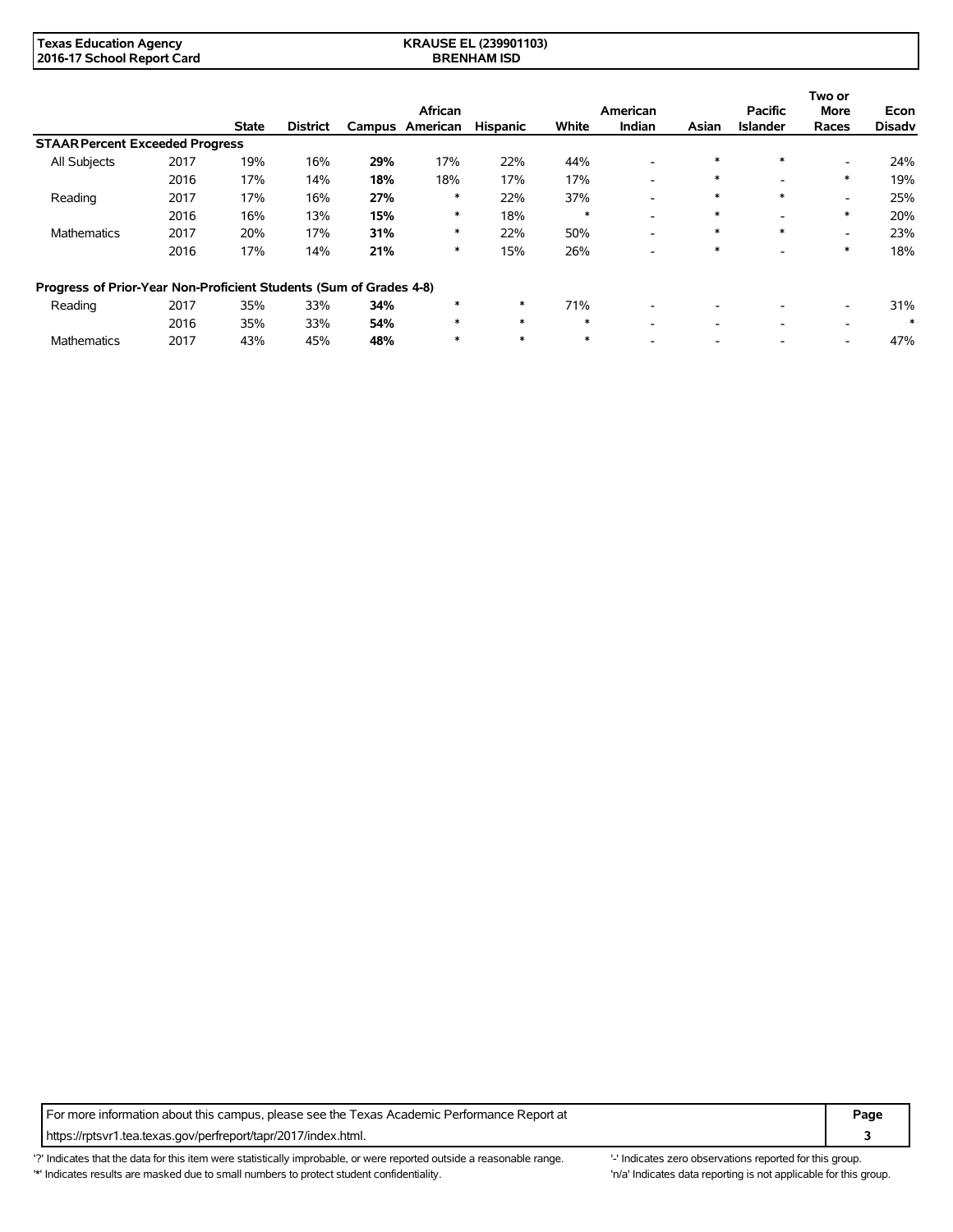| Texas Education Agency | KRAUSE EL (239901103) |
|---|---|
| 2016-17 School Report Card | BRENHAM ISD |

| | | State | District | Campus | African American | Hispanic | White | American Indian | Asian | Pacific Islander | Two or More Races | Econ Disadv |
|---|---|---|---|---|---|---|---|---|---|---|---|---|
| **STAAR Percent Exceeded Progress** | | | | | | | | | | | | |
| All Subjects | 2017 | 19% | 16% | **29%** | 17% | 22% | 44% | - | * | * | - | 24% |
| | 2016 | 17% | 14% | **18%** | 18% | 17% | 17% | - | * | - | * | 19% |
| Reading | 2017 | 17% | 16% | **27%** | * | 22% | 37% | - | * | * | - | 25% |
| | 2016 | 16% | 13% | **15%** | * | 18% | * | - | * | - | * | 20% |
| Mathematics | 2017 | 20% | 17% | **31%** | * | 22% | 50% | - | * | * | - | 23% |
| | 2016 | 17% | 14% | **21%** | * | 15% | 26% | - | * | - | * | 18% |
| **Progress of Prior-Year Non-Proficient Students (Sum of Grades 4-8)** | | | | | | | | | | | | |
| Reading | 2017 | 35% | 33% | **34%** | * | * | 71% | - | - | - | - | 31% |
| | 2016 | 35% | 33% | **54%** | * | * | * | - | - | - | - | * |
| Mathematics | 2017 | 43% | 45% | **48%** | * | * | * | - | - | - | - | 47% |

For more information about this campus, please see the Texas Academic Performance Report at https://rptsvr1.tea.texas.gov/perfreport/tapr/2017/index.html.

'?' Indicates that the data for this item were statistically improbable, or were reported outside a reasonable range.
'*' Indicates results are masked due to small numbers to protect student confidentiality.
'-' Indicates zero observations reported for this group.
'n/a' Indicates data reporting is not applicable for this group.